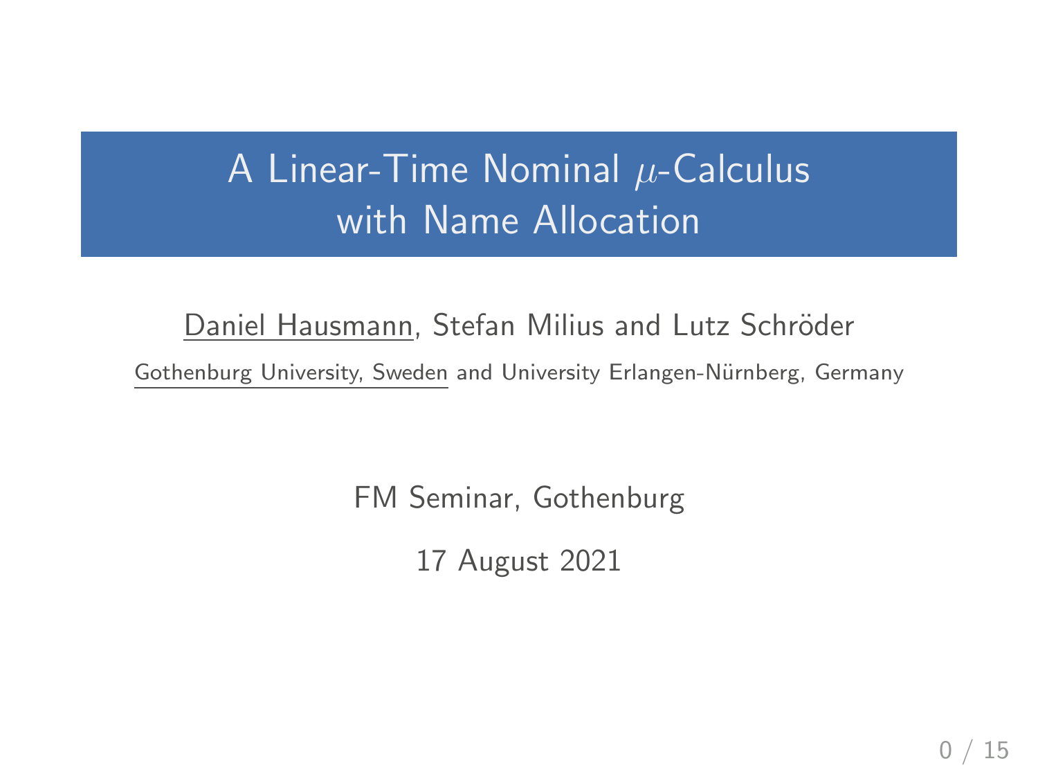# A Linear-Time Nominal $\mu$-Calculus with Name Allocation

Daniel Hausmann, Stefan Milius and Lutz Schröder

Gothenburg University, Sweden and University Erlangen-Nürnberg, Germany

FM Seminar, Gothenburg

17 August 2021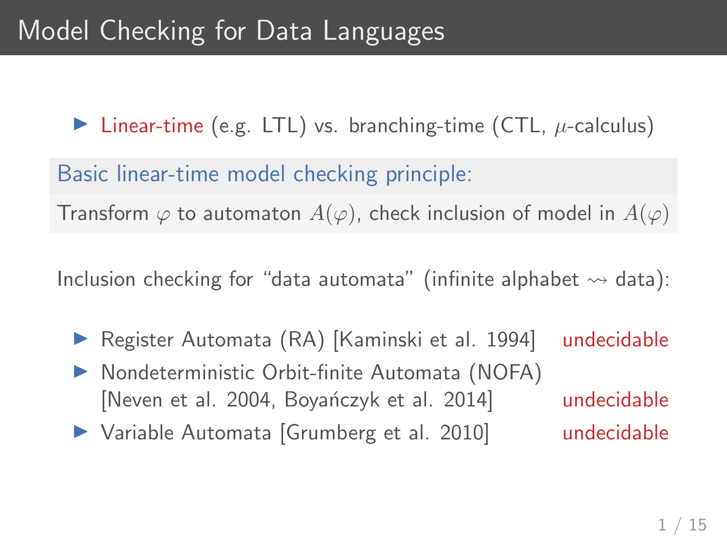# Model Checking for Data Languages

- Linear-time (e.g. LTL) vs. branching-time (CTL, $\mu$-calculus)

**Basic linear-time model checking principle:**

Transform $\varphi$ to automaton $A(\varphi)$, check inclusion of model in $A(\varphi)$

Inclusion checking for "data automata" (infinite alphabet $\rightsquigarrow$ data):

- Register Automata (RA) [Kaminski et al. 1994] — undecidable
- Nondeterministic Orbit-finite Automata (NOFA) [Neven et al. 2004, Boyańczyk et al. 2014] — undecidable
- Variable Automata [Grumberg et al. 2010] — undecidable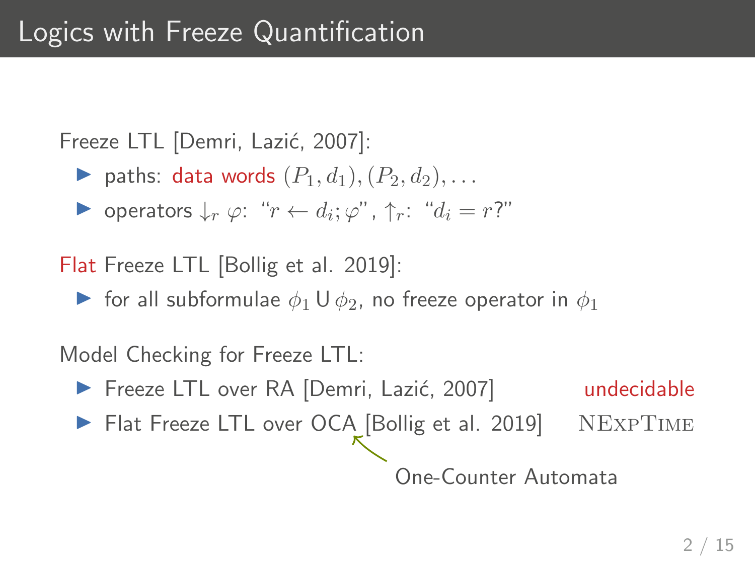# Logics with Freeze Quantification

Freeze LTL [Demri, Lazić, 2007]:

- paths: data words $(P_1, d_1), (P_2, d_2), \ldots$
- operators $\downarrow_r \varphi$: "$r \leftarrow d_i; \varphi$", $\uparrow_r$: "$d_i = r$?"

Flat Freeze LTL [Bollig et al. 2019]:

- for all subformulae $\phi_1 \mathsf{U} \phi_2$, no freeze operator in $\phi_1$

Model Checking for Freeze LTL:

- Freeze LTL over RA [Demri, Lazić, 2007] — undecidable
- Flat Freeze LTL over OCA [Bollig et al. 2019] — NEXPTIME

One-Counter Automata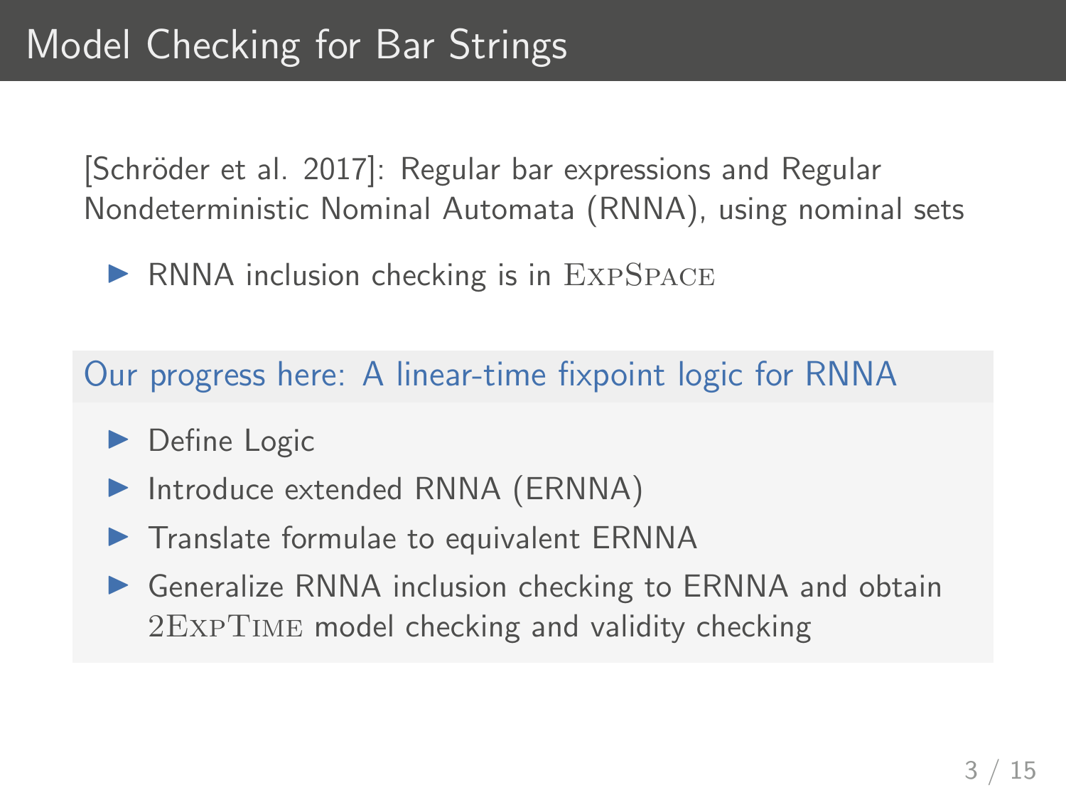# Model Checking for Bar Strings

[Schröder et al. 2017]: Regular bar expressions and Regular Nondeterministic Nominal Automata (RNNA), using nominal sets

- RNNA inclusion checking is in ExpSpace

## Our progress here: A linear-time fixpoint logic for RNNA

- Define Logic
- Introduce extended RNNA (ERNNA)
- Translate formulae to equivalent ERNNA
- Generalize RNNA inclusion checking to ERNNA and obtain 2ExpTime model checking and validity checking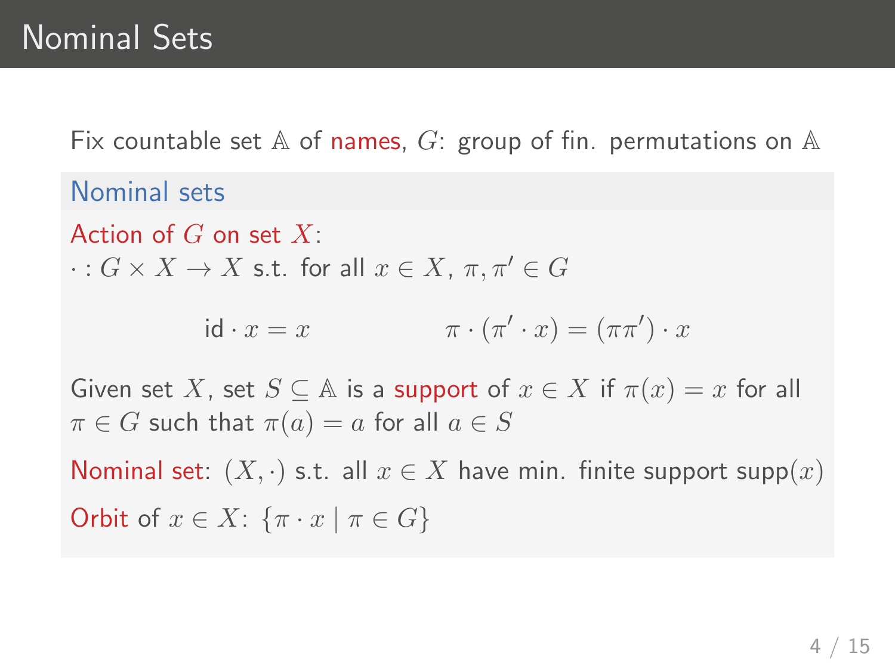# Nominal Sets

Fix countable set $\mathbb{A}$ of names, $G$: group of fin. permutations on $\mathbb{A}$

### Nominal sets

Action of $G$ on set $X$:
$\cdot : G \times X \to X$ s.t. for all $x \in X$, $\pi, \pi' \in G$

$$\text{id} \cdot x = x \qquad\qquad \pi \cdot (\pi' \cdot x) = (\pi\pi') \cdot x$$

Given set $X$, set $S \subseteq \mathbb{A}$ is a support of $x \in X$ if $\pi(x) = x$ for all $\pi \in G$ such that $\pi(a) = a$ for all $a \in S$

Nominal set: $(X, \cdot)$ s.t. all $x \in X$ have min. finite support $\text{supp}(x)$

Orbit of $x \in X$: $\{\pi \cdot x \mid \pi \in G\}$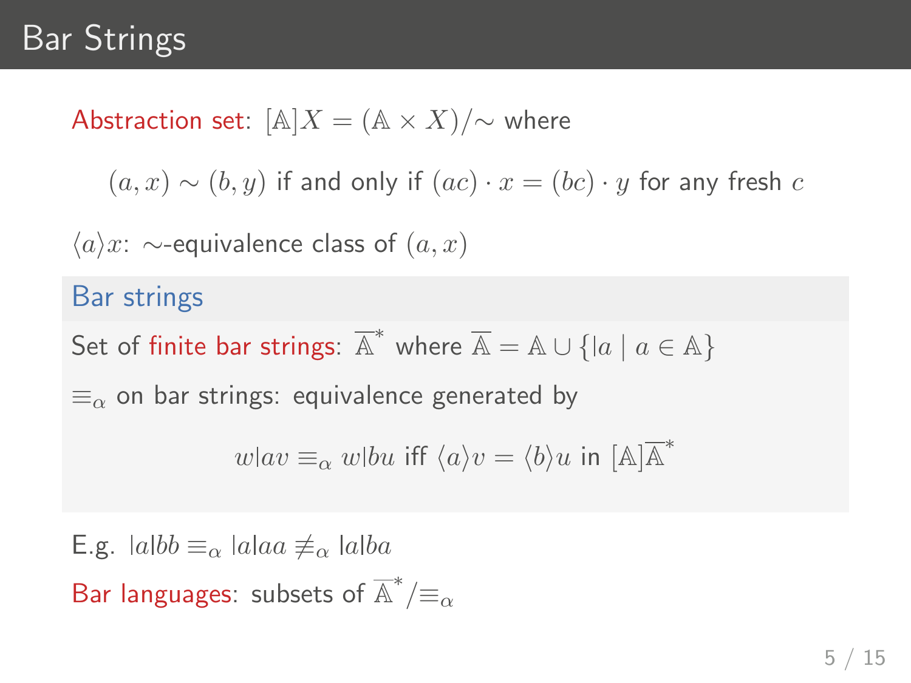# Bar Strings

Abstraction set: $[\mathbb{A}]X = (\mathbb{A} \times X)/{\sim}$ where

$(a, x) \sim (b, y)$ if and only if $(ac) \cdot x = (bc) \cdot y$ for any fresh $c$

$\langle a \rangle x$: $\sim$-equivalence class of $(a, x)$

## Bar strings

Set of finite bar strings: $\overline{\mathbb{A}}^*$ where $\overline{\mathbb{A}} = \mathbb{A} \cup \{ |a \mid a \in \mathbb{A} \}$

$\equiv_\alpha$ on bar strings: equivalence generated by

$$w|av \equiv_\alpha w|bu \text{ iff } \langle a \rangle v = \langle b \rangle u \text{ in } [\mathbb{A}]\overline{\mathbb{A}}^*$$

E.g. $|a|bb \equiv_\alpha |a|aa \not\equiv_\alpha |a|ba$

Bar languages: subsets of $\overline{\mathbb{A}}^*/{\equiv_\alpha}$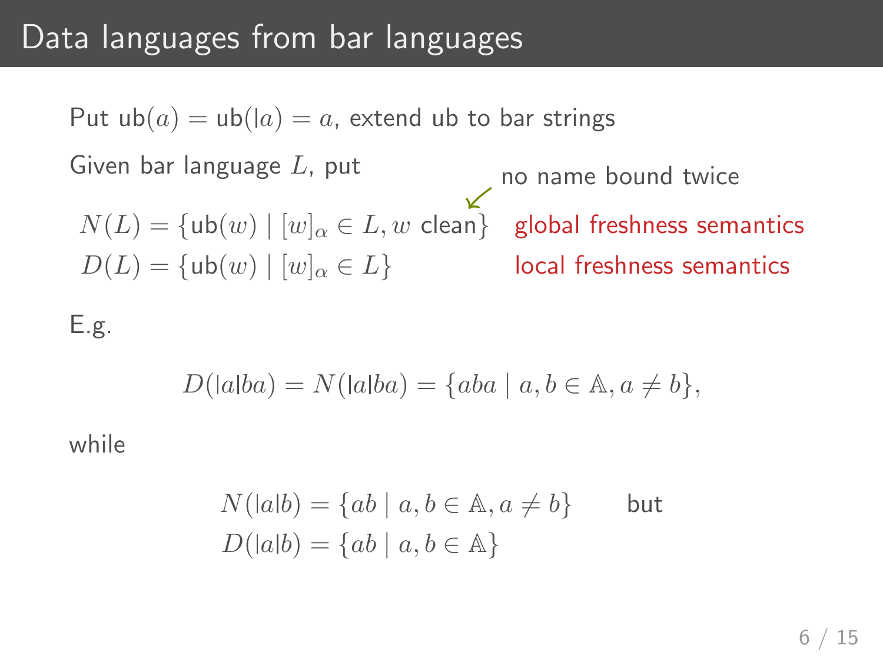# Data languages from bar languages

Put $\mathsf{ub}(a) = \mathsf{ub}(\mathsf{l}a) = a$, extend ub to bar strings

Given bar language $L$, put

no name bound twice

$$N(L) = \{\mathsf{ub}(w) \mid [w]_\alpha \in L, w \text{ clean}\} \quad \text{global freshness semantics}$$

$$D(L) = \{\mathsf{ub}(w) \mid [w]_\alpha \in L\} \quad \text{local freshness semantics}$$

E.g.

$$D(\mathsf{l}a\mathsf{l}ba) = N(\mathsf{l}a\mathsf{l}ba) = \{aba \mid a, b \in \mathbb{A}, a \neq b\},$$

while

$$N(\mathsf{l}a\mathsf{l}b) = \{ab \mid a, b \in \mathbb{A}, a \neq b\} \qquad \text{but}$$

$$D(\mathsf{l}a\mathsf{l}b) = \{ab \mid a, b \in \mathbb{A}\}$$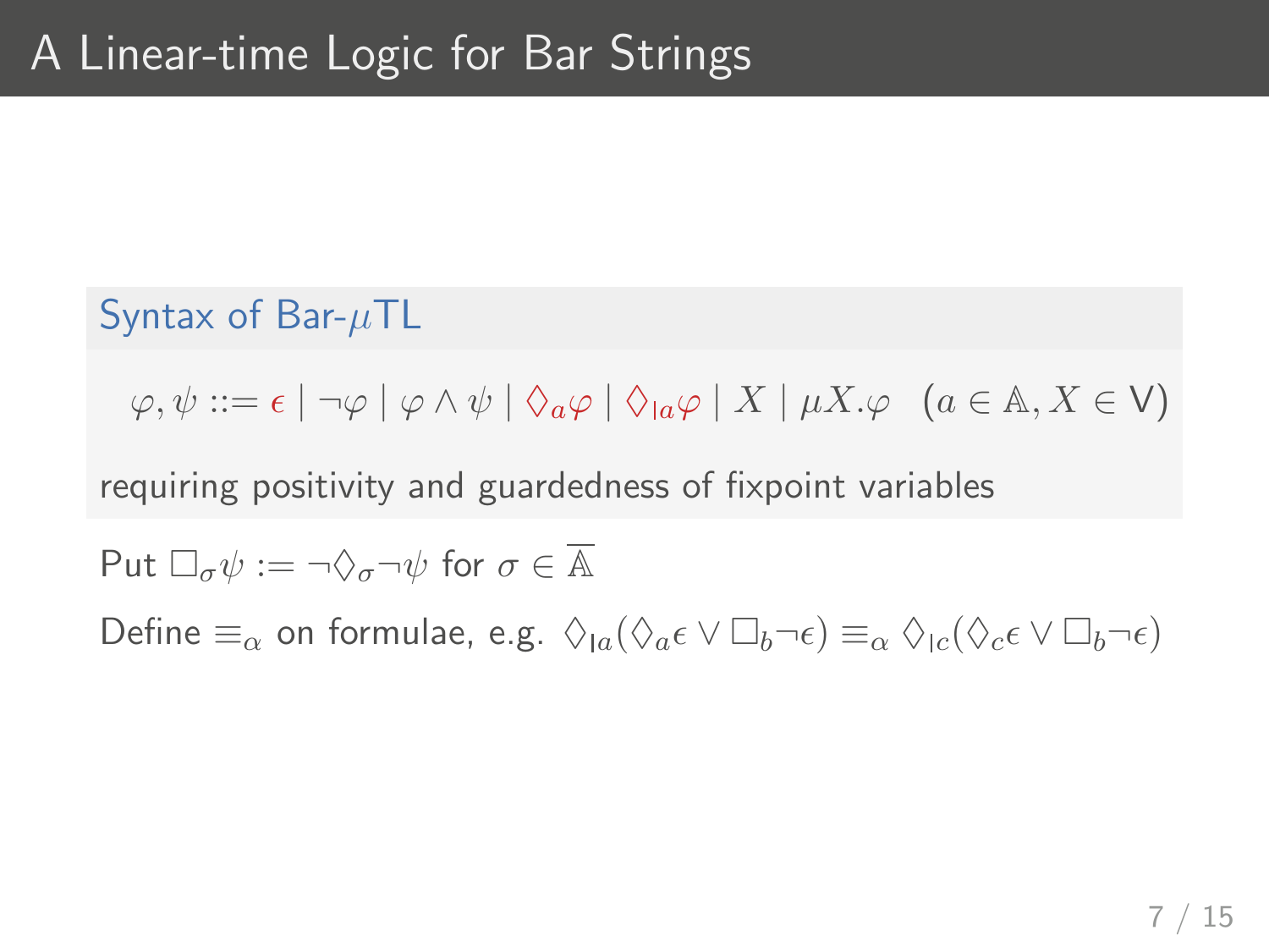# A Linear-time Logic for Bar Strings

**Syntax of Bar-$\mu$TL**

$$\varphi, \psi ::= \epsilon \mid \neg\varphi \mid \varphi \wedge \psi \mid \Diamond_a \varphi \mid \Diamond_{|a} \varphi \mid X \mid \mu X.\varphi \quad (a \in \mathbb{A}, X \in \mathsf{V})$$

requiring positivity and guardedness of fixpoint variables

Put $\Box_\sigma \psi := \neg \Diamond_\sigma \neg \psi$ for $\sigma \in \overline{\mathbb{A}}$

Define $\equiv_\alpha$ on formulae, e.g. $\Diamond_{|a}(\Diamond_a \epsilon \vee \Box_b \neg \epsilon) \equiv_\alpha \Diamond_{|c}(\Diamond_c \epsilon \vee \Box_b \neg \epsilon)$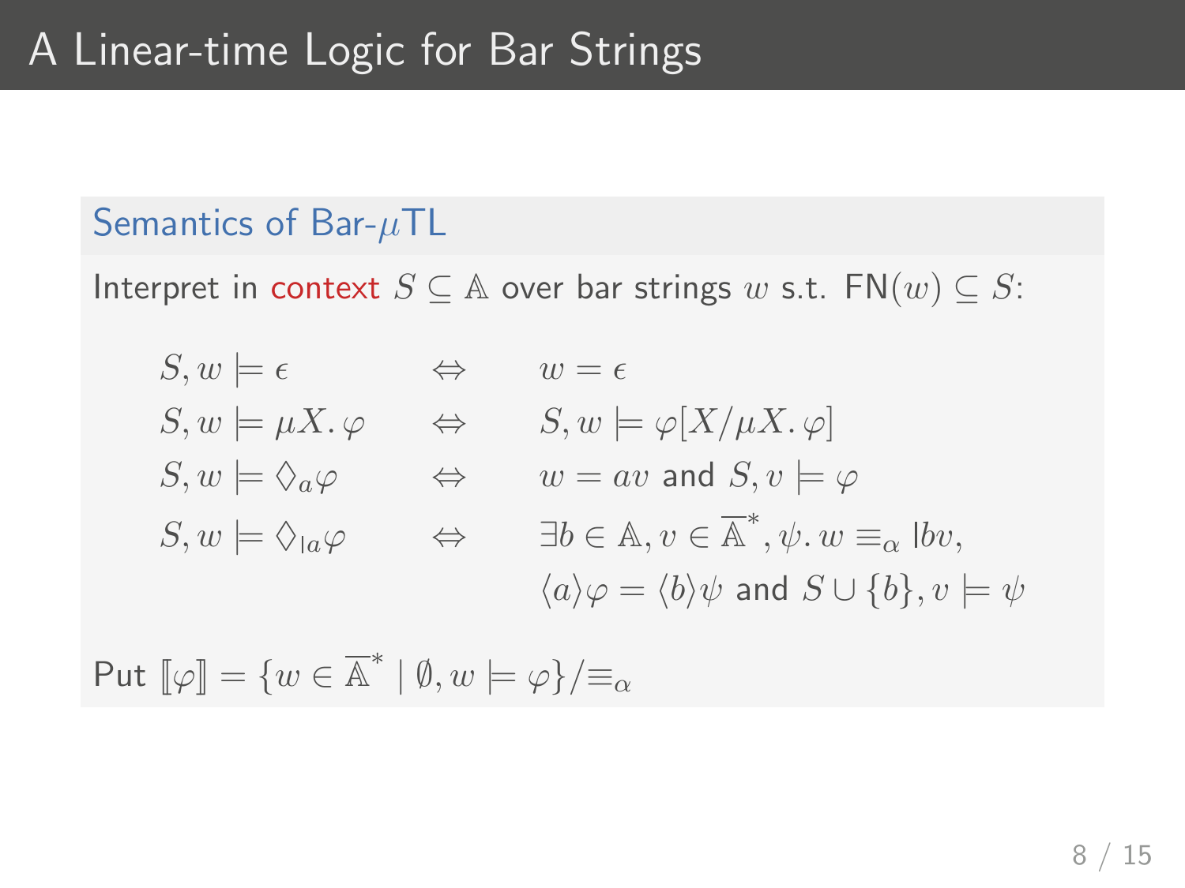# A Linear-time Logic for Bar Strings

## Semantics of Bar-$\mu$TL

Interpret in context $S \subseteq \mathbb{A}$ over bar strings $w$ s.t. $\mathsf{FN}(w) \subseteq S$:

$$
\begin{array}{lcl}
S, w \models \epsilon & \Leftrightarrow & w = \epsilon \\
S, w \models \mu X.\, \varphi & \Leftrightarrow & S, w \models \varphi[X/\mu X.\, \varphi] \\
S, w \models \Diamond_a \varphi & \Leftrightarrow & w = av \text{ and } S, v \models \varphi \\
S, w \models \Diamond_{\mid a} \varphi & \Leftrightarrow & \exists b \in \mathbb{A}, v \in \overline{\mathbb{A}}^*, \psi.\, w \equiv_\alpha \mid\! bv, \\
 & & \langle a \rangle \varphi = \langle b \rangle \psi \text{ and } S \cup \{b\}, v \models \psi
\end{array}
$$

Put $[\![\varphi]\!] = \{w \in \overline{\mathbb{A}}^* \mid \emptyset, w \models \varphi\}/\!\equiv_\alpha$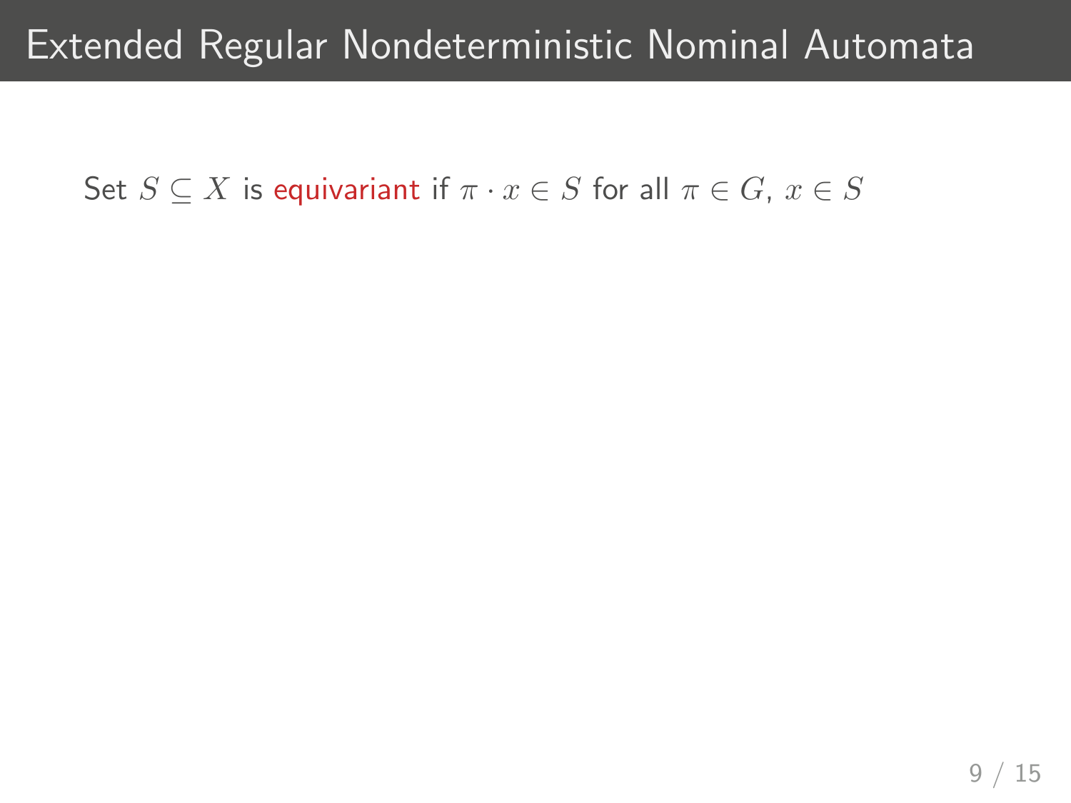# Extended Regular Nondeterministic Nominal Automata

Set $S \subseteq X$ is equivariant if $\pi \cdot x \in S$ for all $\pi \in G$, $x \in S$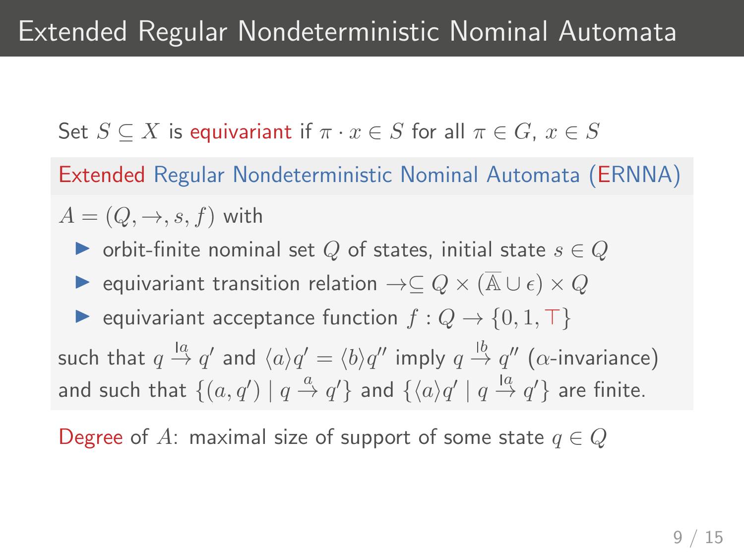# Extended Regular Nondeterministic Nominal Automata

Set $S \subseteq X$ is equivariant if $\pi \cdot x \in S$ for all $\pi \in G$, $x \in S$

**Extended Regular Nondeterministic Nominal Automata (ERNNA)**

$A = (Q, \to, s, f)$ with

- orbit-finite nominal set $Q$ of states, initial state $s \in Q$
- equivariant transition relation $\to \subseteq Q \times (\overline{\mathbb{A}} \cup \epsilon) \times Q$
- equivariant acceptance function $f : Q \to \{0, 1, \top\}$

such that $q \xrightarrow{|a} q'$ and $\langle a \rangle q' = \langle b \rangle q''$ imply $q \xrightarrow{|b} q''$ ($\alpha$-invariance) and such that $\{(a, q') \mid q \xrightarrow{a} q'\}$ and $\{\langle a \rangle q' \mid q \xrightarrow{|a} q'\}$ are finite.

Degree of $A$: maximal size of support of some state $q \in Q$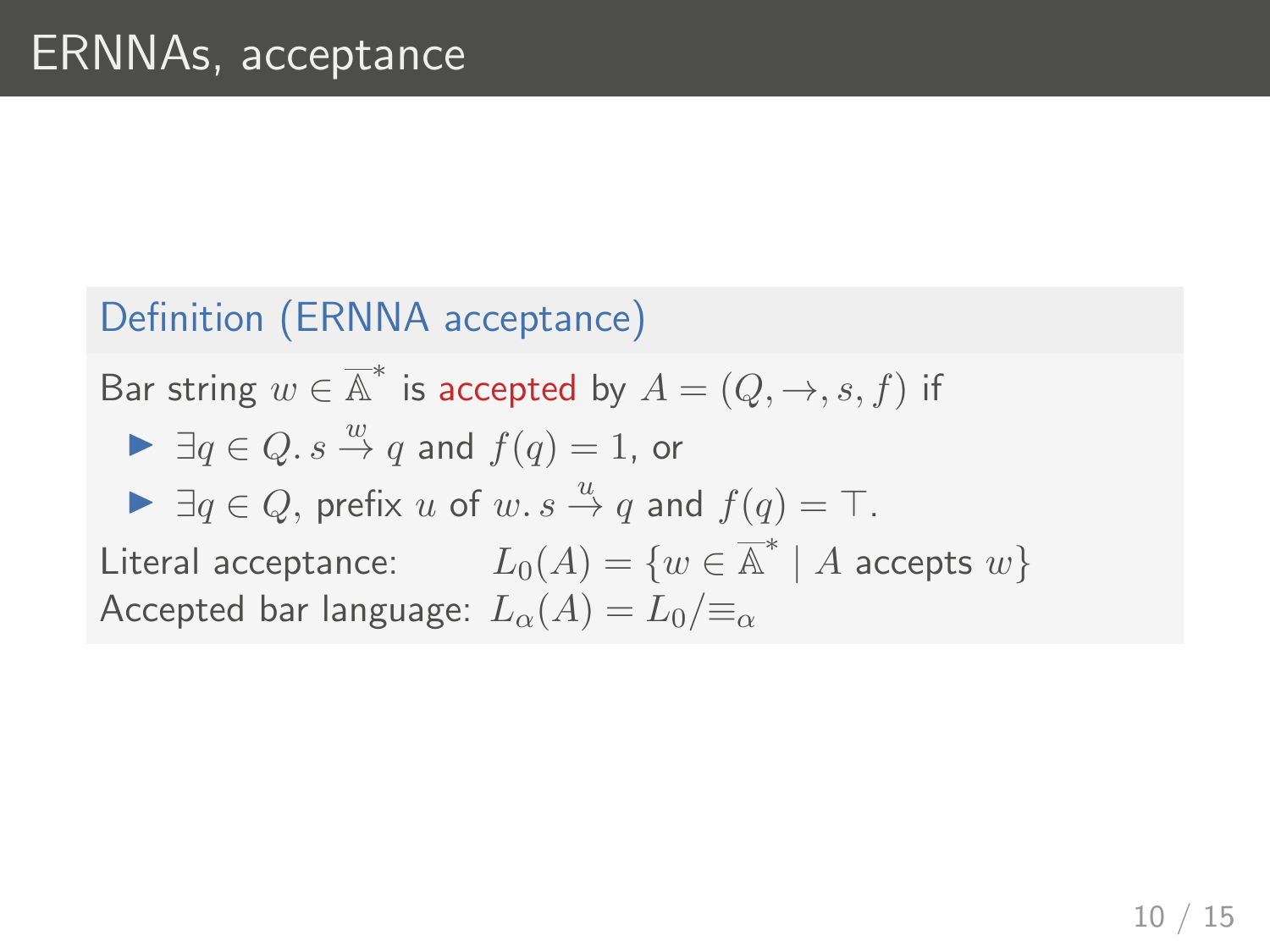# ERNNAs, acceptance

**Definition (ERNNA acceptance)**

Bar string $w \in \overline{\mathbb{A}}^*$ is accepted by $A = (Q, \to, s, f)$ if

- $\exists q \in Q.\, s \xrightarrow{w} q$ and $f(q) = 1$, or
- $\exists q \in Q$, prefix $u$ of $w.\, s \xrightarrow{u} q$ and $f(q) = \top$.

Literal acceptance: $L_0(A) = \{w \in \overline{\mathbb{A}}^* \mid A \text{ accepts } w\}$

Accepted bar language: $L_\alpha(A) = L_0/{\equiv_\alpha}$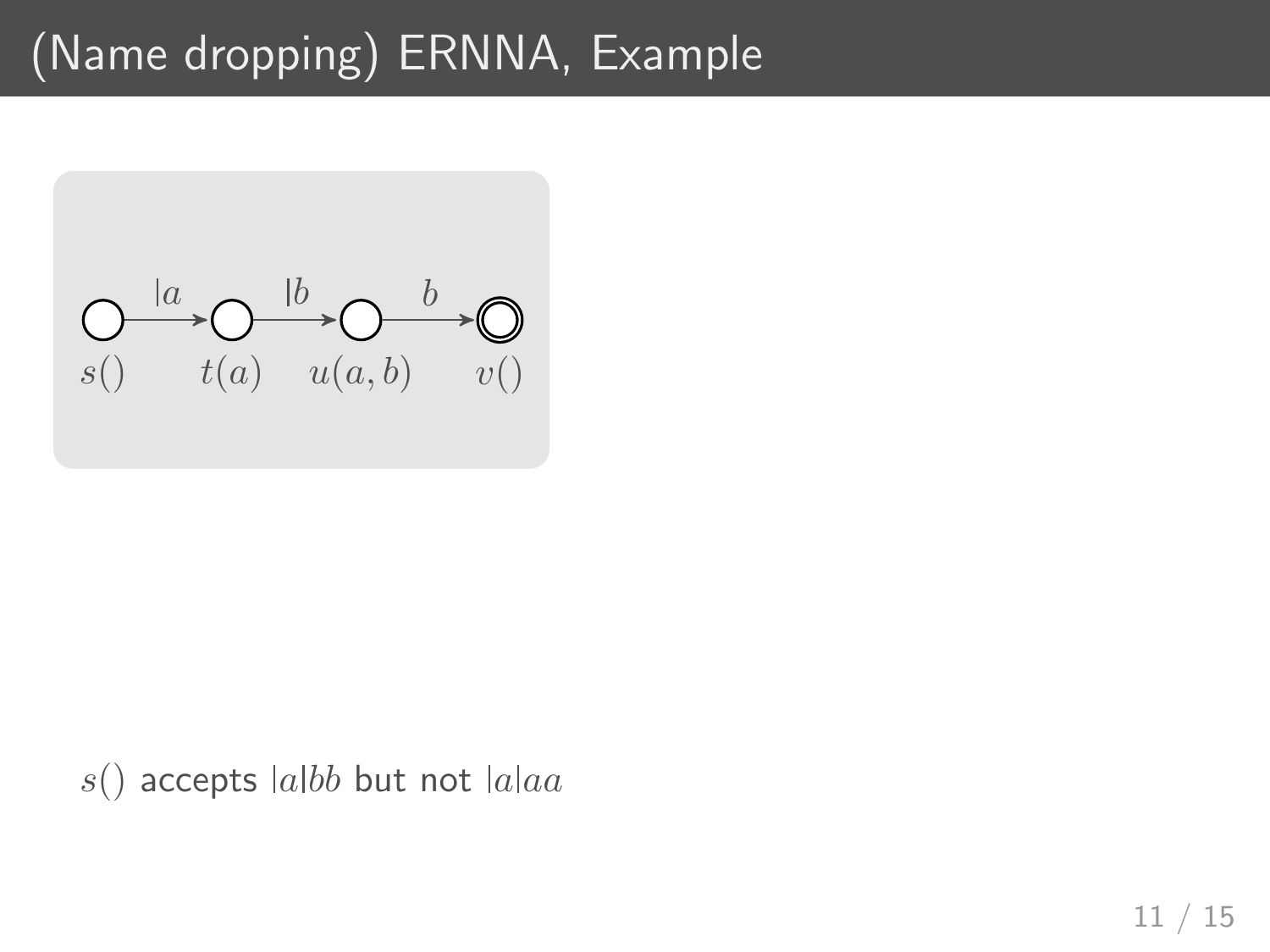# (Name dropping) ERNNA, Example

$s()$ accepts $\lvert a \rvert bb$ but not $\lvert a \rvert aa$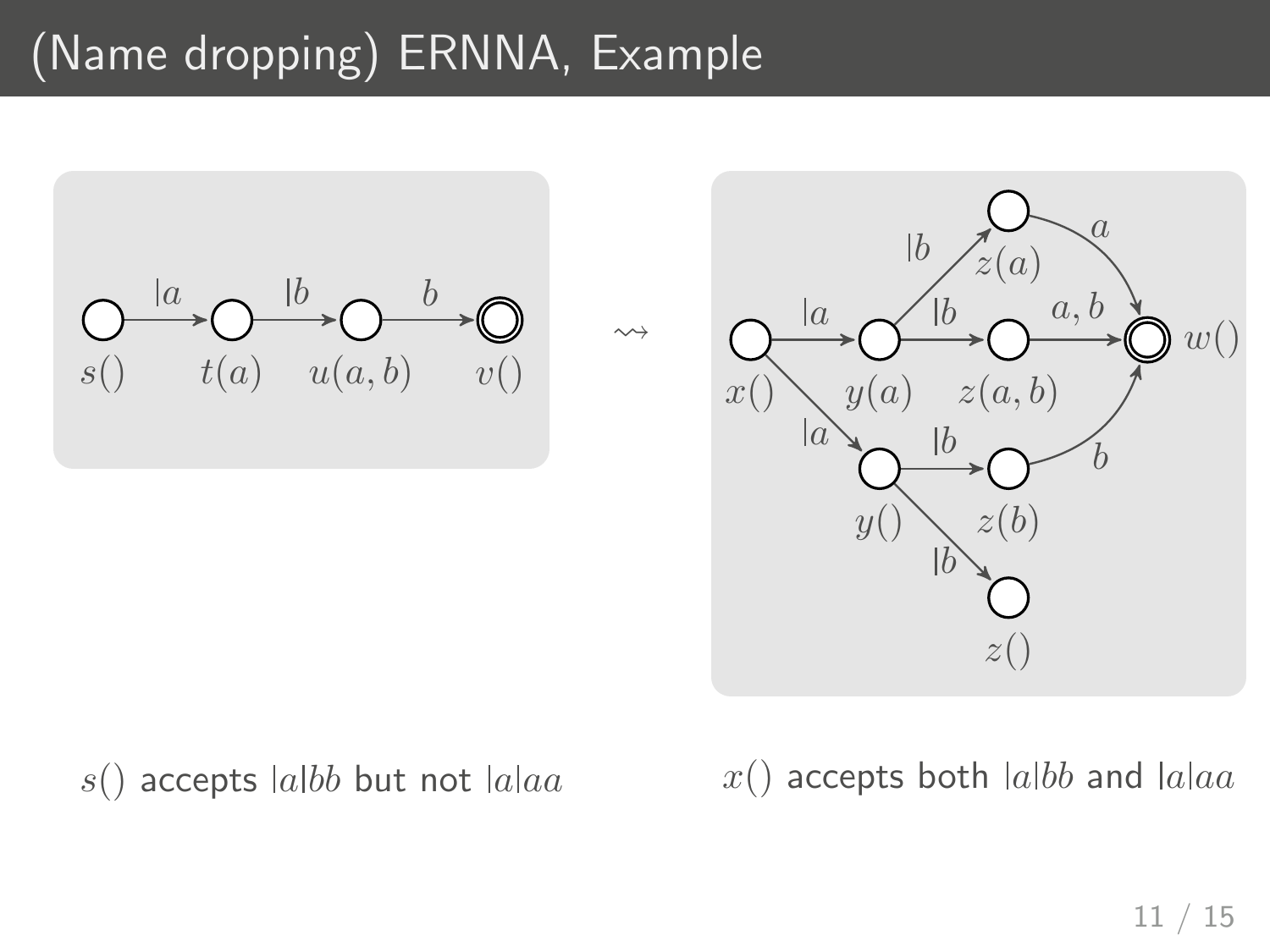# (Name dropping) ERNNA, Example

$s()$ accepts $|a|bb$ but not $|a|aa$

$x()$ accepts both $|a|bb$ and $|a|aa$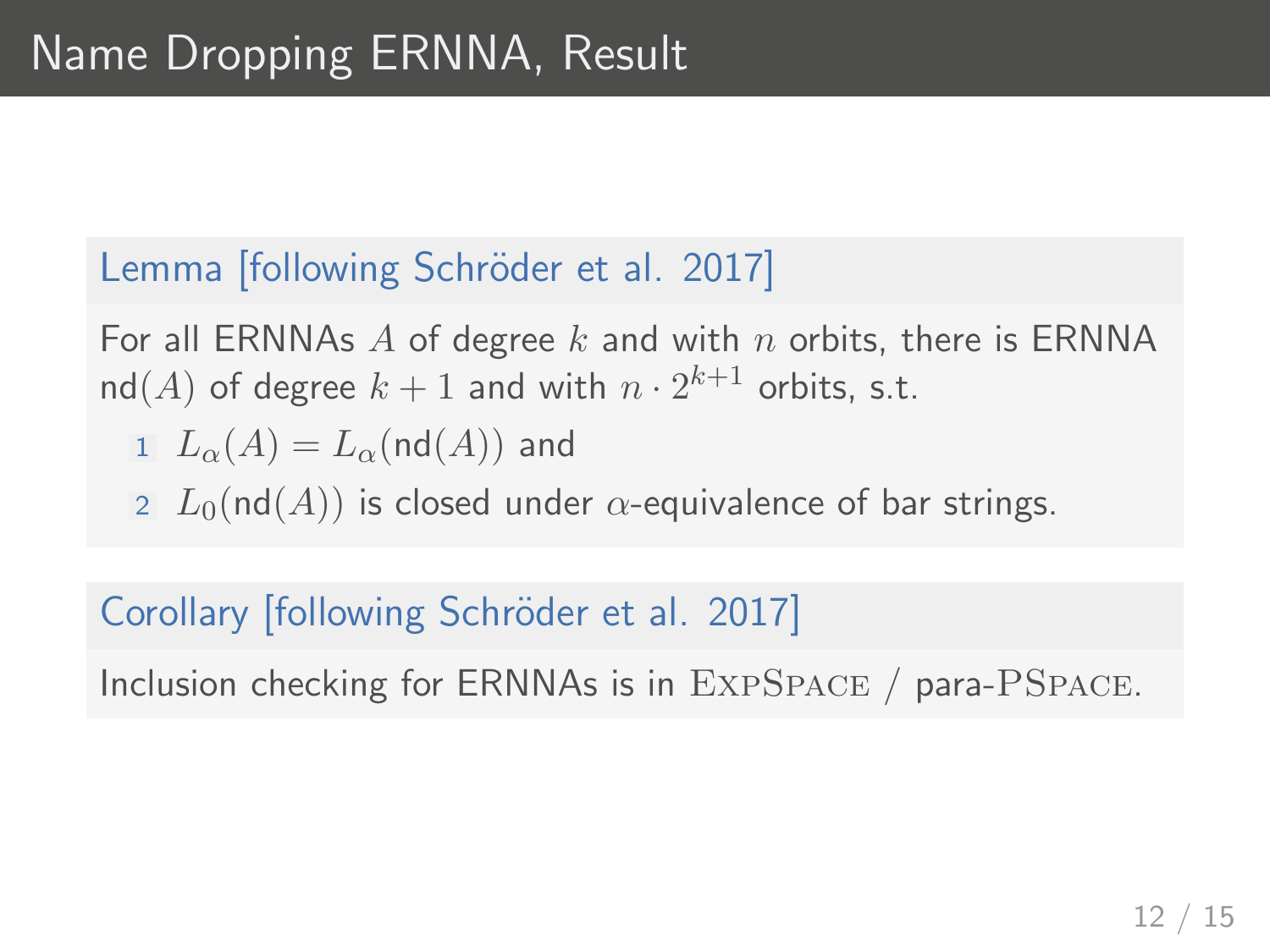# Name Dropping ERNNA, Result

**Lemma [following Schröder et al. 2017]**

For all ERNNAs $A$ of degree $k$ and with $n$ orbits, there is ERNNA $\mathsf{nd}(A)$ of degree $k+1$ and with $n \cdot 2^{k+1}$ orbits, s.t.

1. $L_\alpha(A) = L_\alpha(\mathsf{nd}(A))$ and
2. $L_0(\mathsf{nd}(A))$ is closed under $\alpha$-equivalence of bar strings.

**Corollary [following Schröder et al. 2017]**

Inclusion checking for ERNNAs is in ExpSpace / para-PSpace.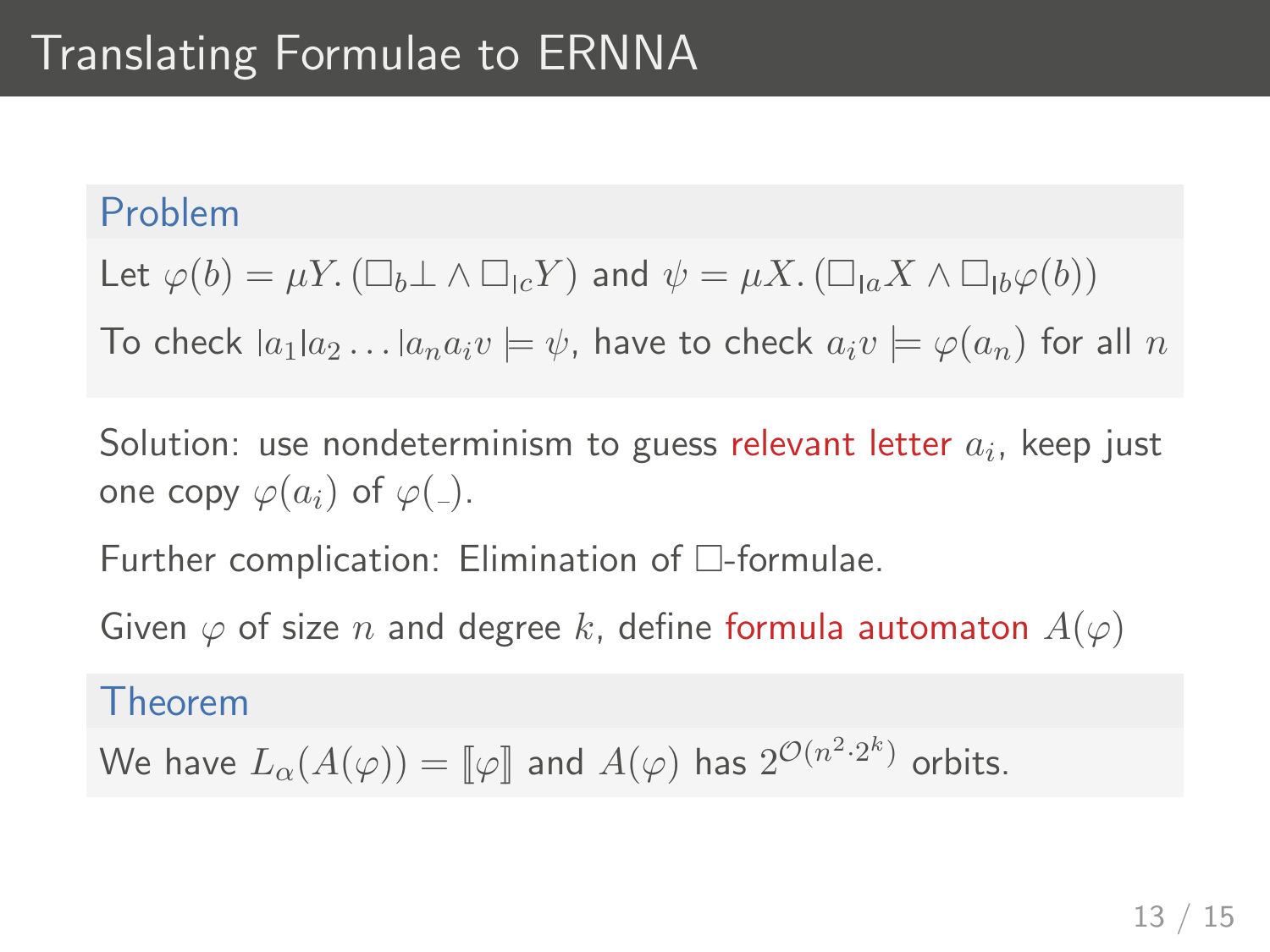# Translating Formulae to ERNNA

**Problem**

Let $\varphi(b) = \mu Y. (\Box_b \bot \wedge \Box_{\mid c} Y)$ and $\psi = \mu X. (\Box_{\mid a} X \wedge \Box_{\mid b} \varphi(b))$

To check ${\mid}a_1{\mid}a_2 \ldots {\mid}a_n a_i v \models \psi$, have to check $a_i v \models \varphi(a_n)$ for all $n$

Solution: use nondeterminism to guess relevant letter $a_i$, keep just one copy $\varphi(a_i)$ of $\varphi(\_)$.

Further complication: Elimination of $\Box$-formulae.

Given $\varphi$ of size $n$ and degree $k$, define formula automaton $A(\varphi)$

**Theorem**

We have $L_\alpha(A(\varphi)) = [\![\varphi]\!]$ and $A(\varphi)$ has $2^{\mathcal{O}(n^2 \cdot 2^k)}$ orbits.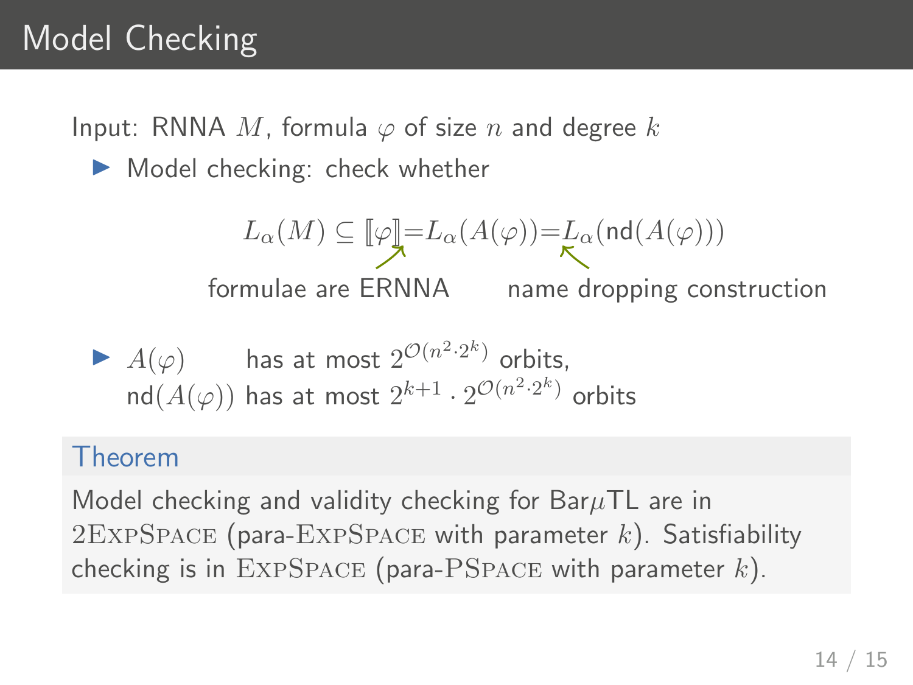# Model Checking

Input: RNNA $M$, formula $\varphi$ of size $n$ and degree $k$

- Model checking: check whether

$$L_\alpha(M) \subseteq [\![\varphi]\!] = L_\alpha(A(\varphi)) = L_\alpha(\mathsf{nd}(A(\varphi)))$$

formulae are ERNNA &nbsp;&nbsp;&nbsp;&nbsp; name dropping construction

- $A(\varphi)$ has at most $2^{\mathcal{O}(n^2 \cdot 2^k)}$ orbits,
  $\mathsf{nd}(A(\varphi))$ has at most $2^{k+1} \cdot 2^{\mathcal{O}(n^2 \cdot 2^k)}$ orbits

**Theorem**

Model checking and validity checking for Bar$\mu$TL are in 2ExpSpace (para-ExpSpace with parameter $k$). Satisfiability checking is in ExpSpace (para-PSpace with parameter $k$).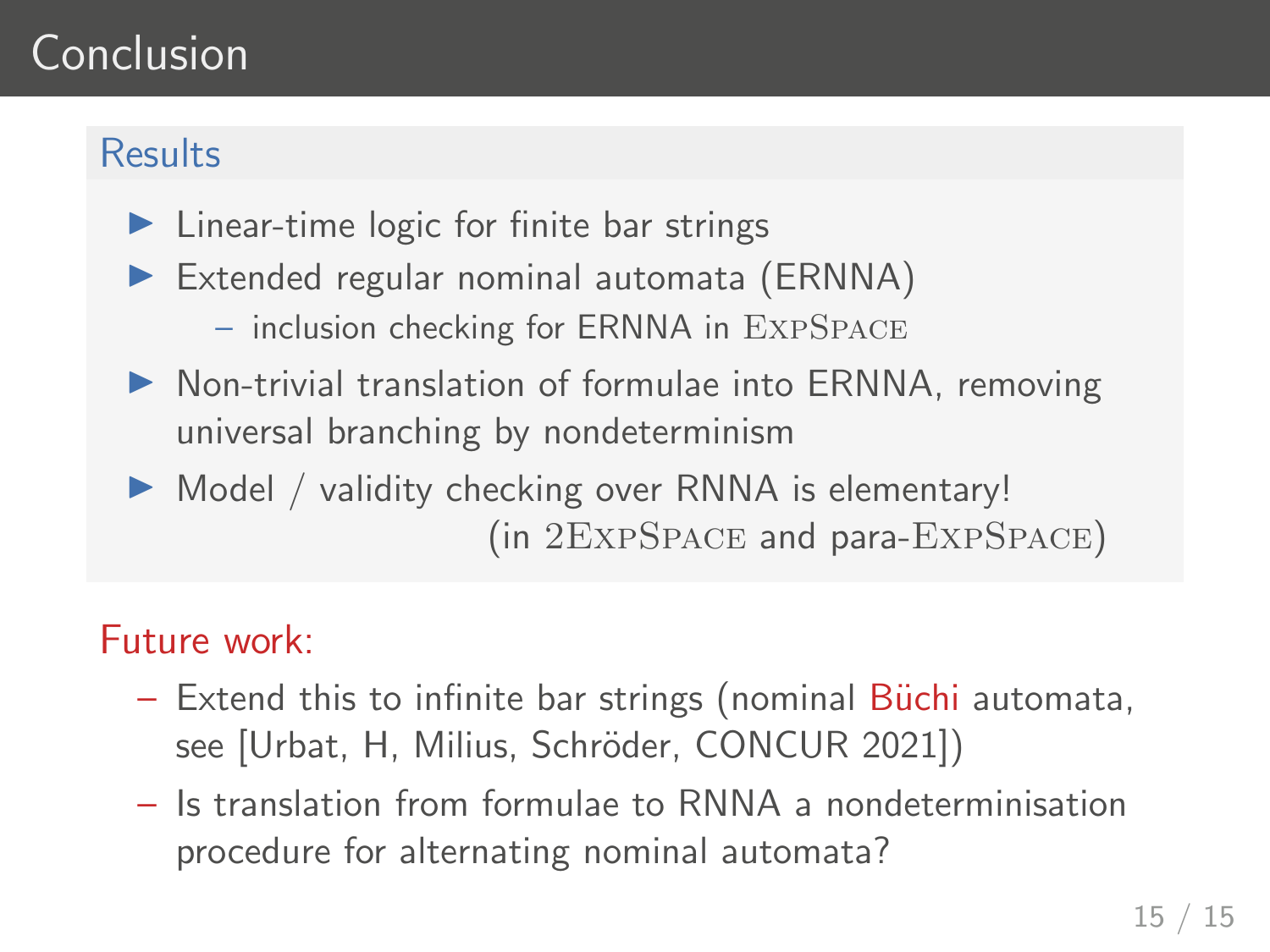# Conclusion

## Results

- Linear-time logic for finite bar strings
- Extended regular nominal automata (ERNNA)
  - inclusion checking for ERNNA in ExpSpace
- Non-trivial translation of formulae into ERNNA, removing universal branching by nondeterminism
- Model / validity checking over RNNA is elementary!
  (in 2ExpSpace and para-ExpSpace)

## Future work:

- Extend this to infinite bar strings (nominal Büchi automata, see [Urbat, H, Milius, Schröder, CONCUR 2021])
- Is translation from formulae to RNNA a nondeterminisation procedure for alternating nominal automata?